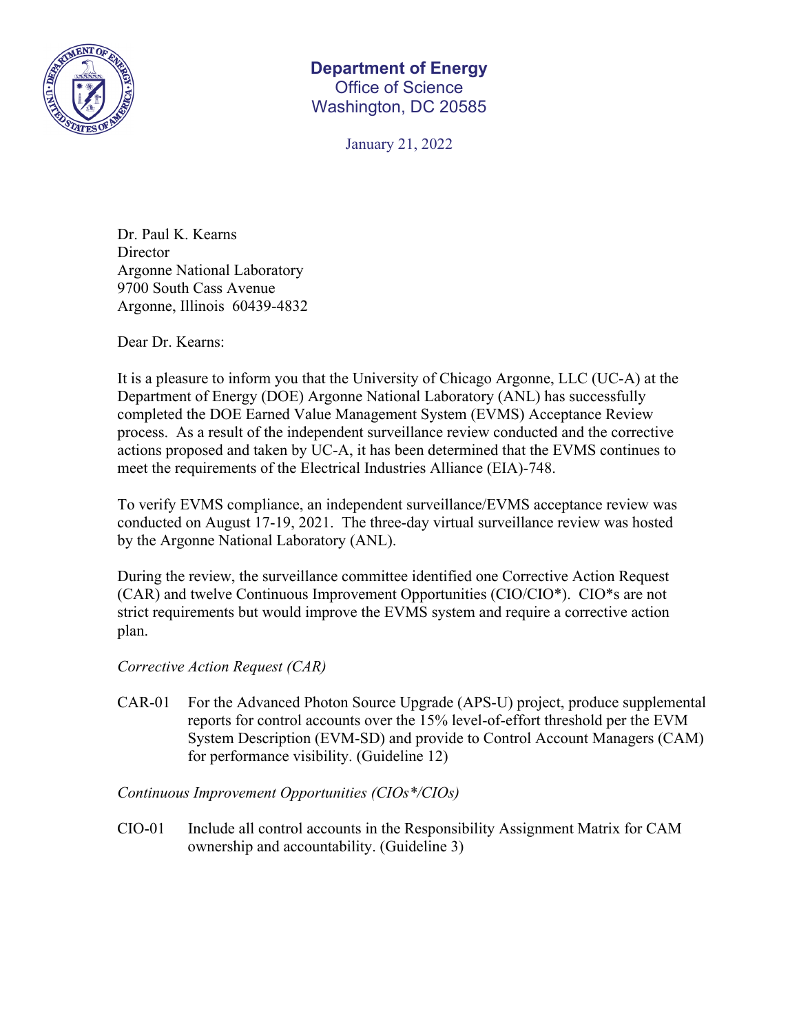**Department of Energy**
Office of Science
Washington, DC 20585

January 21, 2022

Dr. Paul K. Kearns
Director
Argonne National Laboratory
9700 South Cass Avenue
Argonne, Illinois 60439-4832

Dear Dr. Kearns:

It is a pleasure to inform you that the University of Chicago Argonne, LLC (UC-A) at the Department of Energy (DOE) Argonne National Laboratory (ANL) has successfully completed the DOE Earned Value Management System (EVMS) Acceptance Review process. As a result of the independent surveillance review conducted and the corrective actions proposed and taken by UC-A, it has been determined that the EVMS continues to meet the requirements of the Electrical Industries Alliance (EIA)-748.

To verify EVMS compliance, an independent surveillance/EVMS acceptance review was conducted on August 17-19, 2021. The three-day virtual surveillance review was hosted by the Argonne National Laboratory (ANL).

During the review, the surveillance committee identified one Corrective Action Request (CAR) and twelve Continuous Improvement Opportunities (CIO/CIO*). CIO*s are not strict requirements but would improve the EVMS system and require a corrective action plan.

*Corrective Action Request (CAR)*

CAR-01 For the Advanced Photon Source Upgrade (APS-U) project, produce supplemental reports for control accounts over the 15% level-of-effort threshold per the EVM System Description (EVM-SD) and provide to Control Account Managers (CAM) for performance visibility. (Guideline 12)

*Continuous Improvement Opportunities (CIOs*/CIOs)*

CIO-01 Include all control accounts in the Responsibility Assignment Matrix for CAM ownership and accountability. (Guideline 3)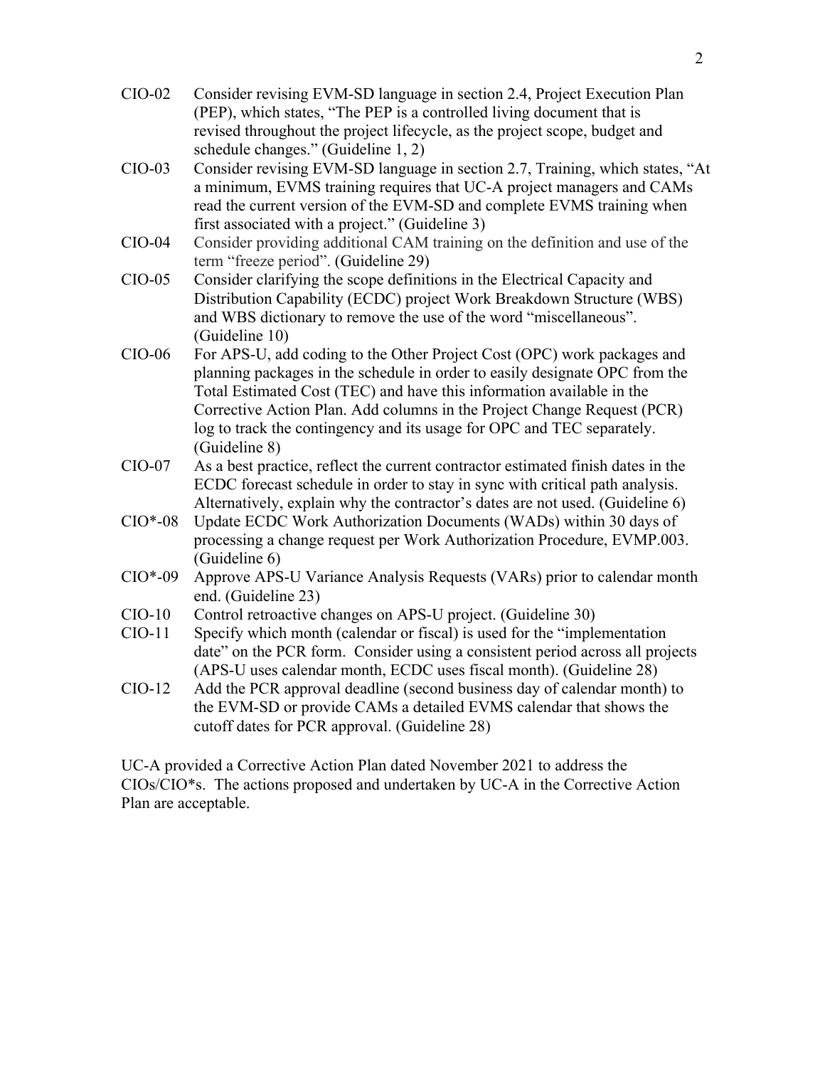CIO-02 Consider revising EVM-SD language in section 2.4, Project Execution Plan (PEP), which states, "The PEP is a controlled living document that is revised throughout the project lifecycle, as the project scope, budget and schedule changes." (Guideline 1, 2)

CIO-03 Consider revising EVM-SD language in section 2.7, Training, which states, "At a minimum, EVMS training requires that UC-A project managers and CAMs read the current version of the EVM-SD and complete EVMS training when first associated with a project." (Guideline 3)

CIO-04 Consider providing additional CAM training on the definition and use of the term "freeze period". (Guideline 29)

CIO-05 Consider clarifying the scope definitions in the Electrical Capacity and Distribution Capability (ECDC) project Work Breakdown Structure (WBS) and WBS dictionary to remove the use of the word "miscellaneous". (Guideline 10)

CIO-06 For APS-U, add coding to the Other Project Cost (OPC) work packages and planning packages in the schedule in order to easily designate OPC from the Total Estimated Cost (TEC) and have this information available in the Corrective Action Plan. Add columns in the Project Change Request (PCR) log to track the contingency and its usage for OPC and TEC separately. (Guideline 8)

CIO-07 As a best practice, reflect the current contractor estimated finish dates in the ECDC forecast schedule in order to stay in sync with critical path analysis. Alternatively, explain why the contractor's dates are not used. (Guideline 6)

CIO*-08 Update ECDC Work Authorization Documents (WADs) within 30 days of processing a change request per Work Authorization Procedure, EVMP.003. (Guideline 6)

CIO*-09 Approve APS-U Variance Analysis Requests (VARs) prior to calendar month end. (Guideline 23)

CIO-10 Control retroactive changes on APS-U project. (Guideline 30)

CIO-11 Specify which month (calendar or fiscal) is used for the "implementation date" on the PCR form. Consider using a consistent period across all projects (APS-U uses calendar month, ECDC uses fiscal month). (Guideline 28)

CIO-12 Add the PCR approval deadline (second business day of calendar month) to the EVM-SD or provide CAMs a detailed EVMS calendar that shows the cutoff dates for PCR approval. (Guideline 28)

UC-A provided a Corrective Action Plan dated November 2021 to address the CIOs/CIO*s. The actions proposed and undertaken by UC-A in the Corrective Action Plan are acceptable.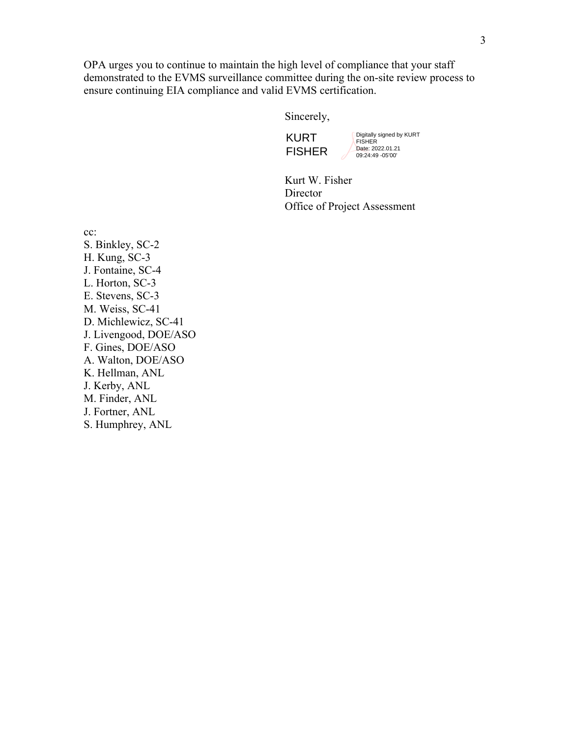OPA urges you to continue to maintain the high level of compliance that your staff demonstrated to the EVMS surveillance committee during the on-site review process to ensure continuing EIA compliance and valid EVMS certification.

Sincerely,

KURT FISHER
Digitally signed by KURT FISHER
Date: 2022.01.21 09:24:49 -05'00'

Kurt W. Fisher
Director
Office of Project Assessment

cc:
S. Binkley, SC-2
H. Kung, SC-3
J. Fontaine, SC-4
L. Horton, SC-3
E. Stevens, SC-3
M. Weiss, SC-41
D. Michlewicz, SC-41
J. Livengood, DOE/ASO
F. Gines, DOE/ASO
A. Walton, DOE/ASO
K. Hellman, ANL
J. Kerby, ANL
M. Finder, ANL
J. Fortner, ANL
S. Humphrey, ANL